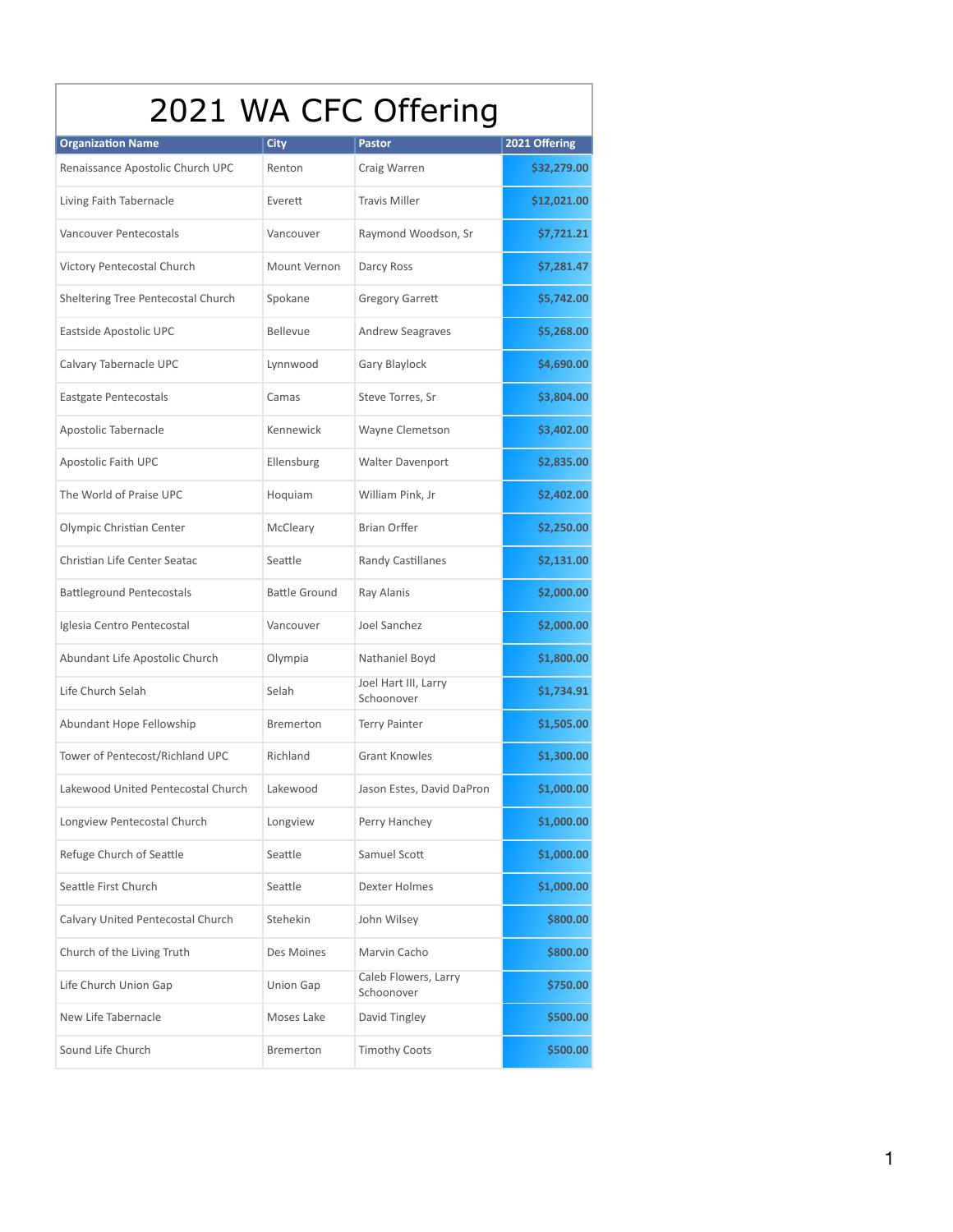# 2021 WA CFC Offering

| Organization Name | City | Pastor | 2021 Offering |
|---|---|---|---|
| Renaissance Apostolic Church UPC | Renton | Craig Warren | $32,279.00 |
| Living Faith Tabernacle | Everett | Travis Miller | $12,021.00 |
| Vancouver Pentecostals | Vancouver | Raymond Woodson, Sr | $7,721.21 |
| Victory Pentecostal Church | Mount Vernon | Darcy Ross | $7,281.47 |
| Sheltering Tree Pentecostal Church | Spokane | Gregory Garrett | $5,742.00 |
| Eastside Apostolic UPC | Bellevue | Andrew Seagraves | $5,268.00 |
| Calvary Tabernacle UPC | Lynnwood | Gary Blaylock | $4,690.00 |
| Eastgate Pentecostals | Camas | Steve Torres, Sr | $3,804.00 |
| Apostolic Tabernacle | Kennewick | Wayne Clemetson | $3,402.00 |
| Apostolic Faith UPC | Ellensburg | Walter Davenport | $2,835.00 |
| The World of Praise UPC | Hoquiam | William Pink, Jr | $2,402.00 |
| Olympic Christian Center | McCleary | Brian Offer | $2,250.00 |
| Christian Life Center Seatac | Seattle | Randy Castillanes | $2,131.00 |
| Battleground Pentecostals | Battle Ground | Ray Alanis | $2,000.00 |
| Iglesia Centro Pentecostal | Vancouver | Joel Sanchez | $2,000.00 |
| Abundant Life Apostolic Church | Olympia | Nathaniel Boyd | $1,800.00 |
| Life Church Selah | Selah | Joel Hart III, Larry Schoonover | $1,734.91 |
| Abundant Hope Fellowship | Bremerton | Terry Painter | $1,505.00 |
| Tower of Pentecost/Richland UPC | Richland | Grant Knowles | $1,300.00 |
| Lakewood United Pentecostal Church | Lakewood | Jason Estes, David DaPron | $1,000.00 |
| Longview Pentecostal Church | Longview | Perry Hanchey | $1,000.00 |
| Refuge Church of Seattle | Seattle | Samuel Scott | $1,000.00 |
| Seattle First Church | Seattle | Dexter Holmes | $1,000.00 |
| Calvary United Pentecostal Church | Stehekin | John Wilsey | $800.00 |
| Church of the Living Truth | Des Moines | Marvin Cacho | $800.00 |
| Life Church Union Gap | Union Gap | Caleb Flowers, Larry Schoonover | $750.00 |
| New Life Tabernacle | Moses Lake | David Tingley | $500.00 |
| Sound Life Church | Bremerton | Timothy Coots | $500.00 |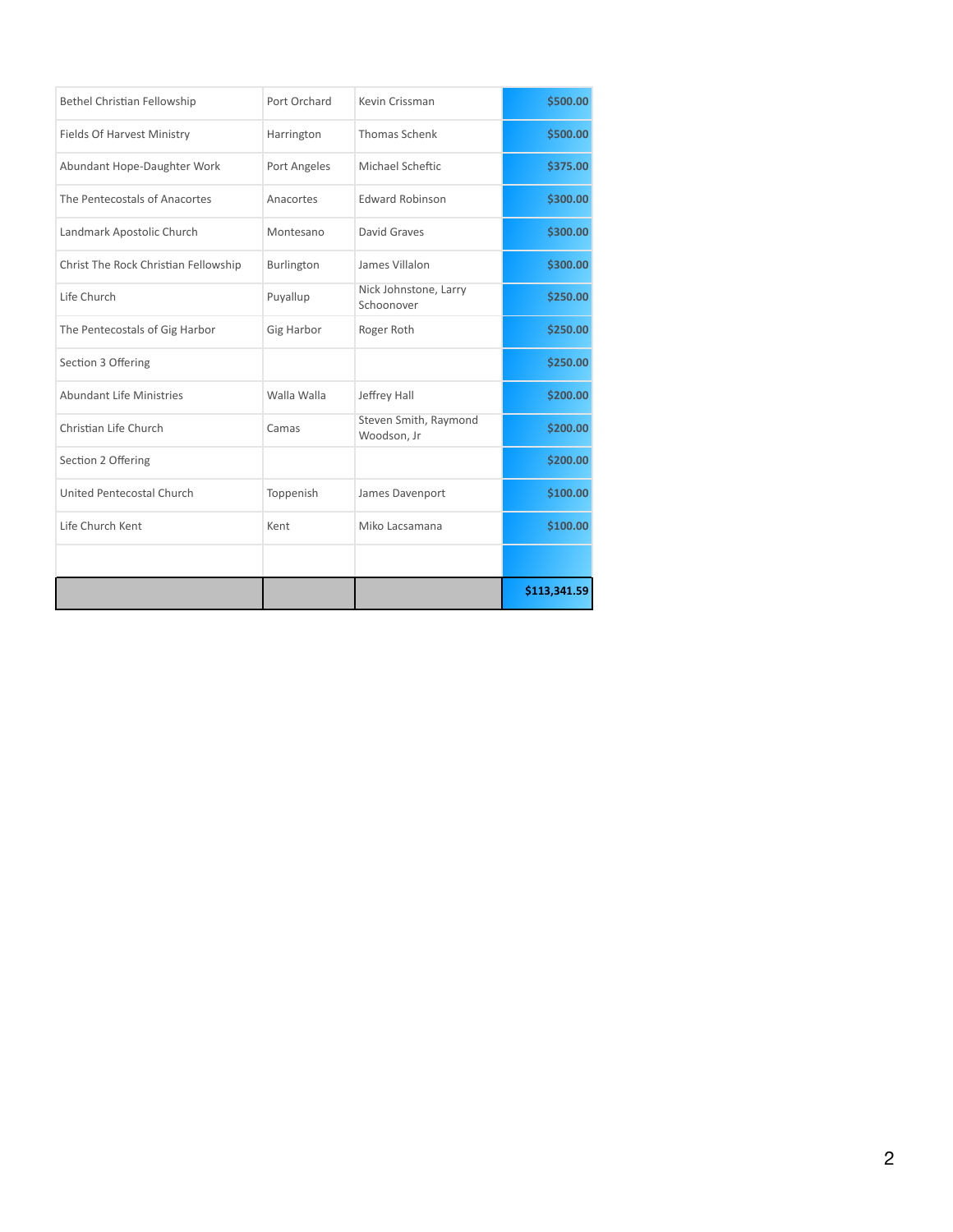| | | | |
|---|---|---|---|
| Bethel Christian Fellowship | Port Orchard | Kevin Crissman | $500.00 |
| Fields Of Harvest Ministry | Harrington | Thomas Schenk | $500.00 |
| Abundant Hope-Daughter Work | Port Angeles | Michael Scheftic | $375.00 |
| The Pentecostals of Anacortes | Anacortes | Edward Robinson | $300.00 |
| Landmark Apostolic Church | Montesano | David Graves | $300.00 |
| Christ The Rock Christian Fellowship | Burlington | James Villalon | $300.00 |
| Life Church | Puyallup | Nick Johnstone, Larry Schoonover | $250.00 |
| The Pentecostals of Gig Harbor | Gig Harbor | Roger Roth | $250.00 |
| Section 3 Offering | | | $250.00 |
| Abundant Life Ministries | Walla Walla | Jeffrey Hall | $200.00 |
| Christian Life Church | Camas | Steven Smith, Raymond Woodson, Jr | $200.00 |
| Section 2 Offering | | | $200.00 |
| United Pentecostal Church | Toppenish | James Davenport | $100.00 |
| Life Church Kent | Kent | Miko Lacsamana | $100.00 |
| | | | |
| | | | $113,341.59 |